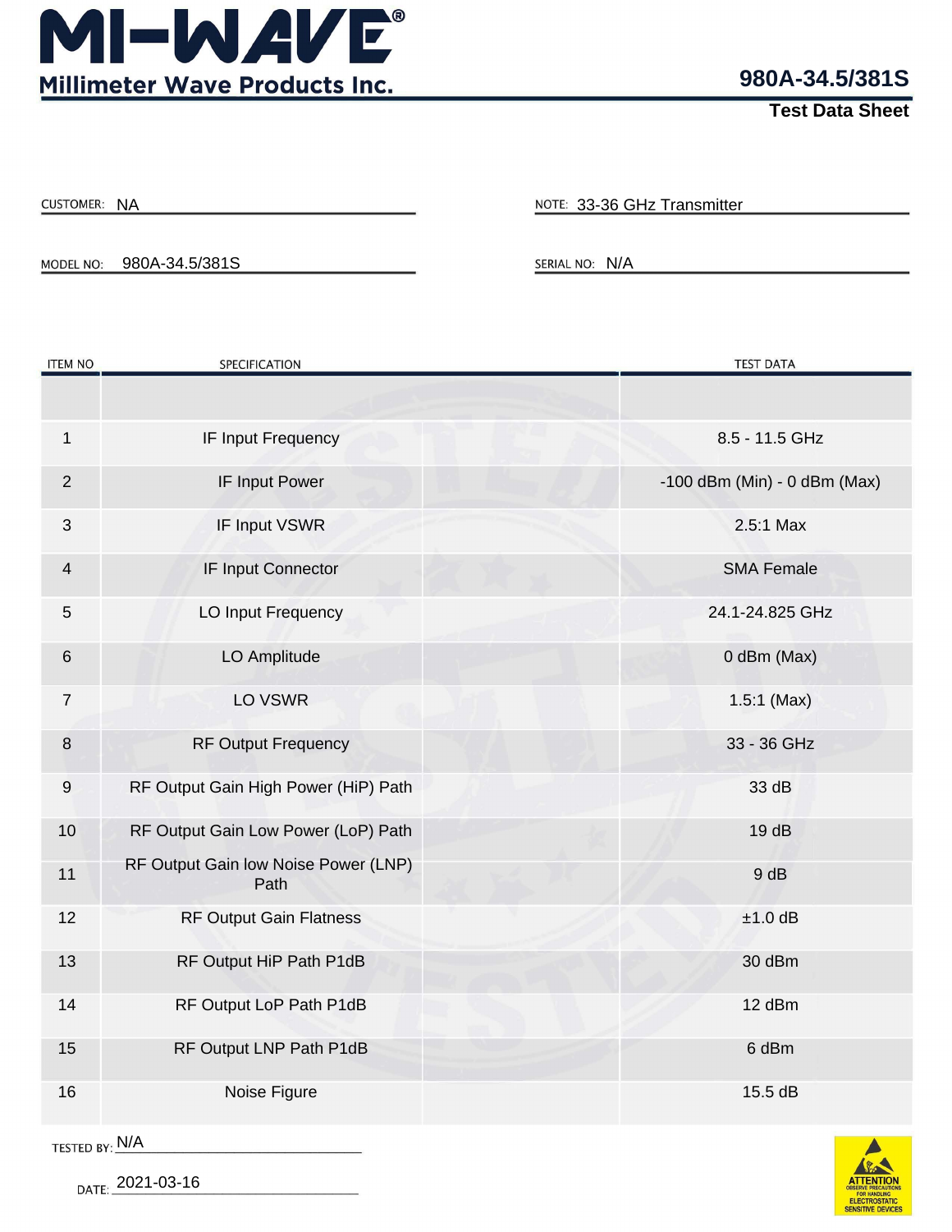# MI-WAVE®

**Millimeter Wave Products Inc.**

## 980A-34.5/381S

### Test Data Sheet

CUSTOMER: NA

NOTE: 33-36 GHz Transmitter

MODEL NO: 980A-34.5/381S

SERIAL NO: N/A

| ITEM NO | SPECIFICATION | TEST DATA |
|---|---|---|
| | | |
| 1 | IF Input Frequency | 8.5 - 11.5 GHz |
| 2 | IF Input Power | -100 dBm (Min) - 0 dBm (Max) |
| 3 | IF Input VSWR | 2.5:1 Max |
| 4 | IF Input Connector | SMA Female |
| 5 | LO Input Frequency | 24.1-24.825 GHz |
| 6 | LO Amplitude | 0 dBm (Max) |
| 7 | LO VSWR | 1.5:1 (Max) |
| 8 | RF Output Frequency | 33 - 36 GHz |
| 9 | RF Output Gain High Power (HiP) Path | 33 dB |
| 10 | RF Output Gain Low Power (LoP) Path | 19 dB |
| 11 | RF Output Gain low Noise Power (LNP) Path | 9 dB |
| 12 | RF Output Gain Flatness | ±1.0 dB |
| 13 | RF Output HiP Path P1dB | 30 dBm |
| 14 | RF Output LoP Path P1dB | 12 dBm |
| 15 | RF Output LNP Path P1dB | 6 dBm |
| 16 | Noise Figure | 15.5 dB |

TESTED BY: N/A

DATE: 2021-03-16

ATTENTION
OBSERVE PRECAUTIONS FOR HANDLING ELECTROSTATIC SENSITIVE DEVICES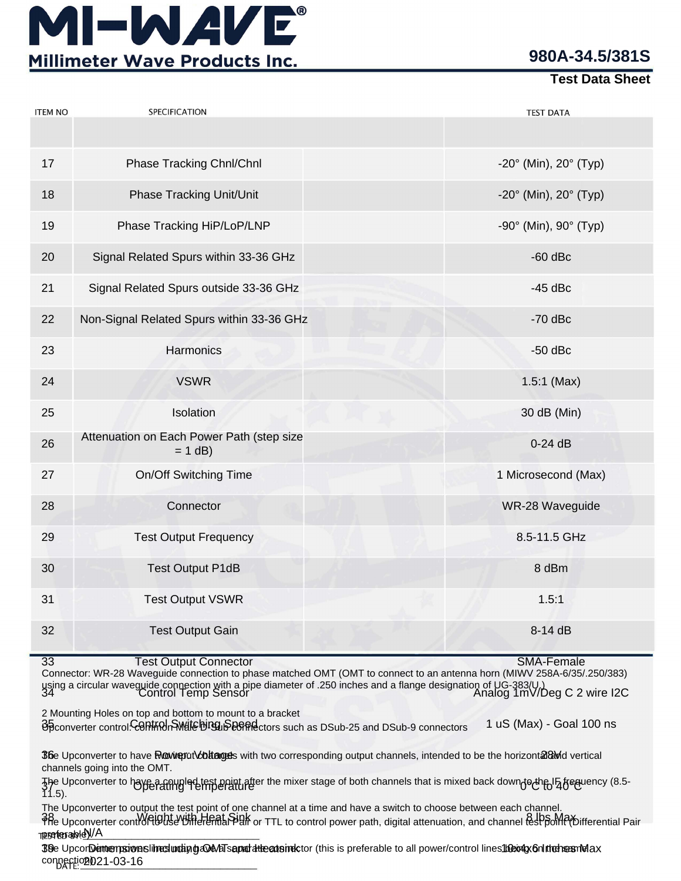| ITEM NO | SPECIFICATION | | TEST DATA |
|---|---|---|---|
| | | | |
| 17 | Phase Tracking Chnl/Chnl | | -20° (Min), 20° (Typ) |
| 18 | Phase Tracking Unit/Unit | | -20° (Min), 20° (Typ) |
| 19 | Phase Tracking HiP/LoP/LNP | | -90° (Min), 90° (Typ) |
| 20 | Signal Related Spurs within 33-36 GHz | | -60 dBc |
| 21 | Signal Related Spurs outside 33-36 GHz | | -45 dBc |
| 22 | Non-Signal Related Spurs within 33-36 GHz | | -70 dBc |
| 23 | Harmonics | | -50 dBc |
| 24 | VSWR | | 1.5:1 (Max) |
| 25 | Isolation | | 30 dB (Min) |
| 26 | Attenuation on Each Power Path (step size = 1 dB) | | 0-24 dB |
| 27 | On/Off Switching Time | | 1 Microsecond (Max) |
| 28 | Connector | | WR-28 Waveguide |
| 29 | Test Output Frequency | | 8.5-11.5 GHz |
| 30 | Test Output P1dB | | 8 dBm |
| 31 | Test Output VSWR | | 1.5:1 |
| 32 | Test Output Gain | | 8-14 dB |
| 33 | Test Output Connector | | SMA-Female |
| 34 | Control Temp Sensor | | Analog 1mV/Deg C 2 wire I2C |
| 35 | Control Switching Speed | | 1 uS (Max) - Goal 100 ns |
| 36 | Power: Voltage | | 28V |
| 37 | Operating Temperature | | 0°C to 40°C |
| 38 | Weight with Heat Sink | | 8 lbs Max |
| 39 | Dimensions including OMT and Heatsink | | 10x4x6 Inches Max |

Connector: WR-28 Waveguide connection to phase matched OMT (OMT to connect to an antenna horn (MIWV 258A-6/35/.250/383) using a circular waveguide connection with a pipe diameter of .250 inches and a flange designation of UG-383/U.)

2 Mounting Holes on top and bottom to mount to a bracket

Upconverter control: common Male D-Sub connectors such as DSub-25 and DSub-9 connectors

The Upconverter to have two input channels with two corresponding output channels, intended to be the horizontal and vertical channels going into the OMT.

The Upconverter to have a coupled test point after the mixer stage of both channels that is mixed back down to the IF frequency (8.5-11.5).

The Upconverter to output the test point of one channel at a time and have a switch to choose between each channel.

The Upconverter control to use Differential Pair or TTL to control power path, digital attenuation, and channel test point (Differential Pair preferable).

The Upconverter power lines may have a separate connector (this is preferable to all power/control lines being on the same connection).

TESTED BY: N/A

DATE: 2021-03-16